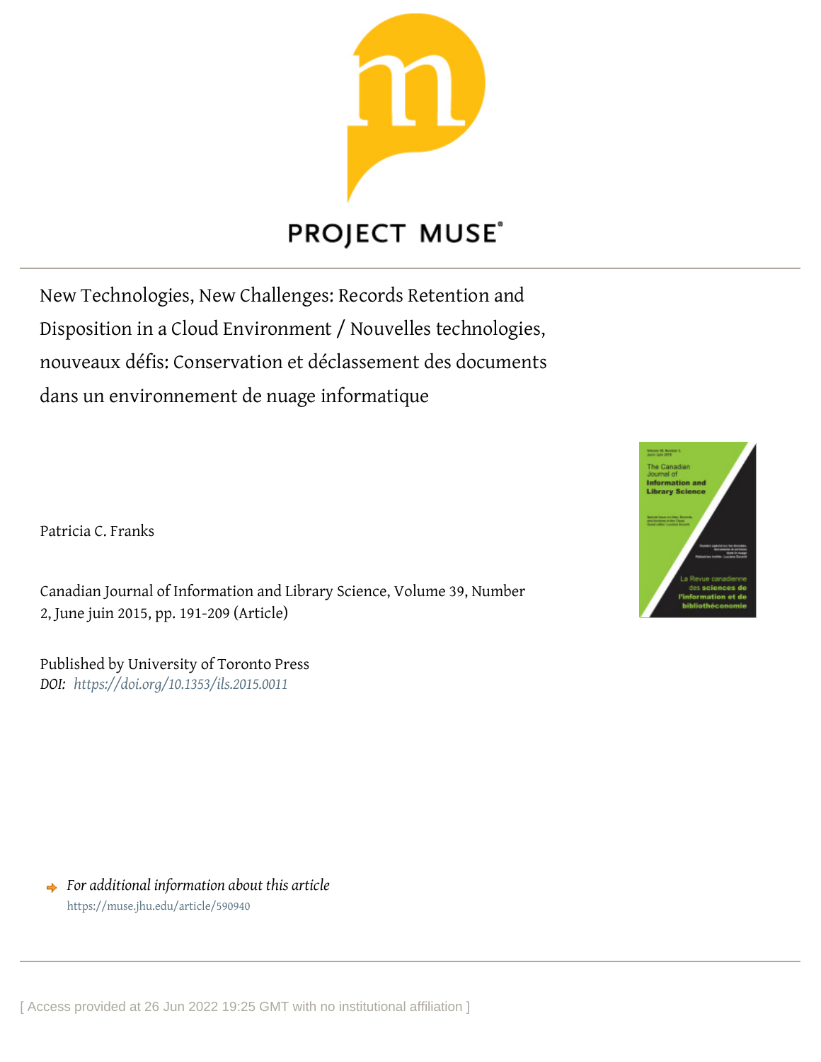# New Technologies, New Challenges: Records Retention and Disposition in a Cloud Environment / Nouvelles technologies, nouveaux défis: Conservation et déclassement des documents dans un environnement de nuage informatique

Patricia C. Franks

Canadian Journal of Information and Library Science, Volume 39, Number 2, June juin 2015, pp. 191-209 (Article)

Published by University of Toronto Press
*DOI: https://doi.org/10.1353/ils.2015.0011*

*For additional information about this article*
https://muse.jhu.edu/article/590940

[ Access provided at 26 Jun 2022 19:25 GMT with no institutional affiliation ]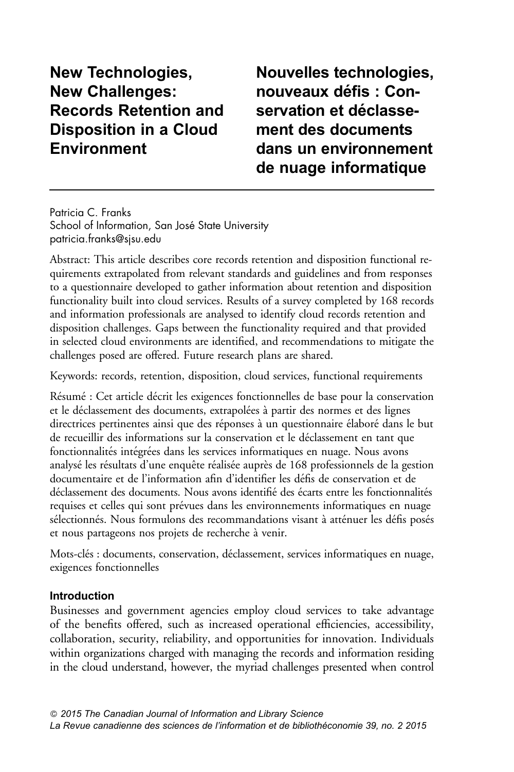# New Technologies, New Challenges: Records Retention and Disposition in a Cloud Environment

# Nouvelles technologies, nouveaux défis : Conservation et déclassement des documents dans un environnement de nuage informatique

Patricia C. Franks
School of Information, San José State University
patricia.franks@sjsu.edu

Abstract: This article describes core records retention and disposition functional requirements extrapolated from relevant standards and guidelines and from responses to a questionnaire developed to gather information about retention and disposition functionality built into cloud services. Results of a survey completed by 168 records and information professionals are analysed to identify cloud records retention and disposition challenges. Gaps between the functionality required and that provided in selected cloud environments are identified, and recommendations to mitigate the challenges posed are offered. Future research plans are shared.

Keywords: records, retention, disposition, cloud services, functional requirements

Résumé : Cet article décrit les exigences fonctionnelles de base pour la conservation et le déclassement des documents, extrapolées à partir des normes et des lignes directrices pertinentes ainsi que des réponses à un questionnaire élaboré dans le but de recueillir des informations sur la conservation et le déclassement en tant que fonctionnalités intégrées dans les services informatiques en nuage. Nous avons analysé les résultats d'une enquête réalisée auprès de 168 professionnels de la gestion documentaire et de l'information afin d'identifier les défis de conservation et de déclassement des documents. Nous avons identifié des écarts entre les fonctionnalités requises et celles qui sont prévues dans les environnements informatiques en nuage sélectionnés. Nous formulons des recommandations visant à atténuer les défis posés et nous partageons nos projets de recherche à venir.

Mots-clés : documents, conservation, déclassement, services informatiques en nuage, exigences fonctionnelles

## Introduction

Businesses and government agencies employ cloud services to take advantage of the benefits offered, such as increased operational efficiencies, accessibility, collaboration, security, reliability, and opportunities for innovation. Individuals within organizations charged with managing the records and information residing in the cloud understand, however, the myriad challenges presented when control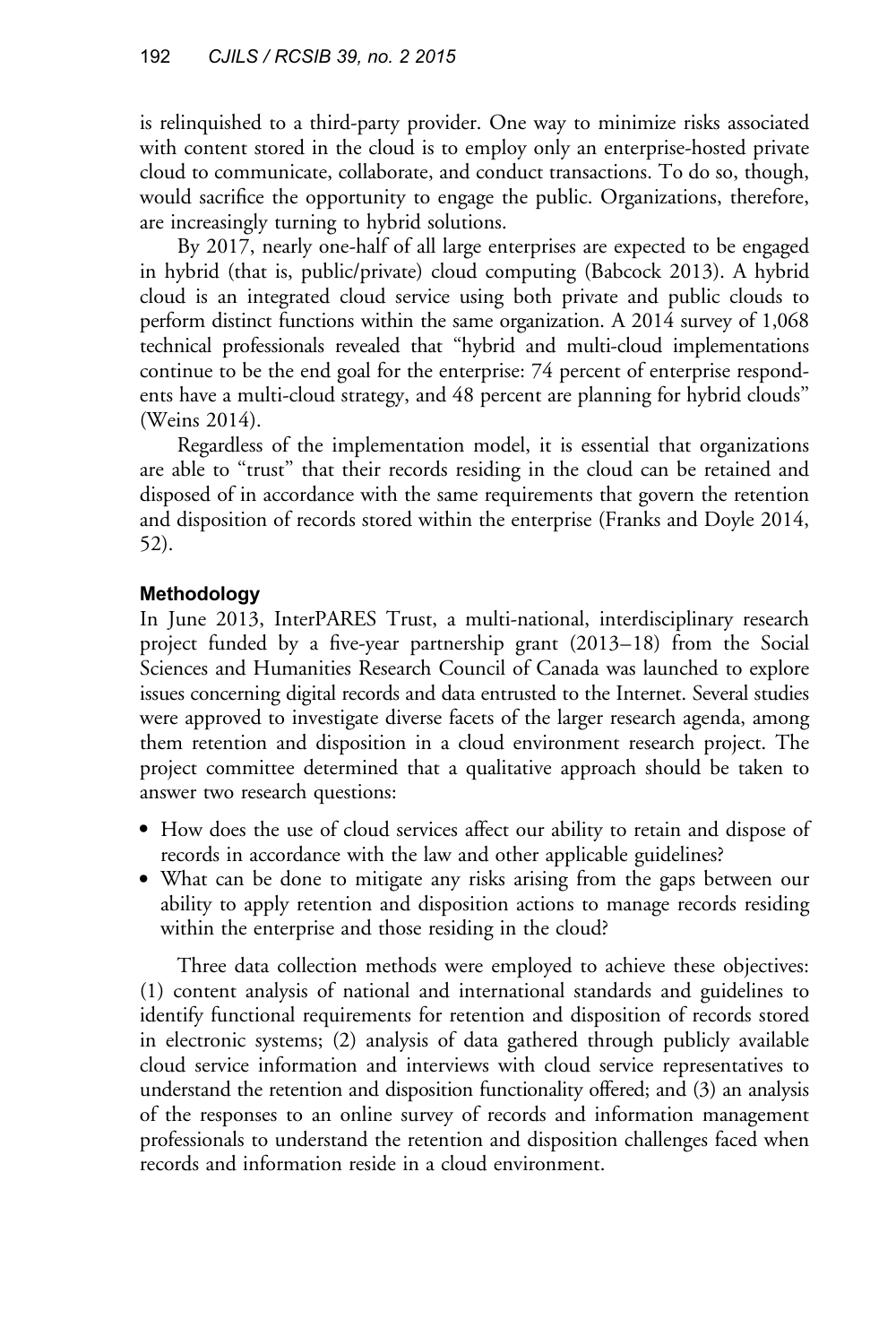is relinquished to a third-party provider. One way to minimize risks associated with content stored in the cloud is to employ only an enterprise-hosted private cloud to communicate, collaborate, and conduct transactions. To do so, though, would sacrifice the opportunity to engage the public. Organizations, therefore, are increasingly turning to hybrid solutions.

By 2017, nearly one-half of all large enterprises are expected to be engaged in hybrid (that is, public/private) cloud computing (Babcock 2013). A hybrid cloud is an integrated cloud service using both private and public clouds to perform distinct functions within the same organization. A 2014 survey of 1,068 technical professionals revealed that "hybrid and multi-cloud implementations continue to be the end goal for the enterprise: 74 percent of enterprise respondents have a multi-cloud strategy, and 48 percent are planning for hybrid clouds" (Weins 2014).

Regardless of the implementation model, it is essential that organizations are able to "trust" that their records residing in the cloud can be retained and disposed of in accordance with the same requirements that govern the retention and disposition of records stored within the enterprise (Franks and Doyle 2014, 52).

### Methodology

In June 2013, InterPARES Trust, a multi-national, interdisciplinary research project funded by a five-year partnership grant (2013–18) from the Social Sciences and Humanities Research Council of Canada was launched to explore issues concerning digital records and data entrusted to the Internet. Several studies were approved to investigate diverse facets of the larger research agenda, among them retention and disposition in a cloud environment research project. The project committee determined that a qualitative approach should be taken to answer two research questions:

- How does the use of cloud services affect our ability to retain and dispose of records in accordance with the law and other applicable guidelines?
- What can be done to mitigate any risks arising from the gaps between our ability to apply retention and disposition actions to manage records residing within the enterprise and those residing in the cloud?

Three data collection methods were employed to achieve these objectives: (1) content analysis of national and international standards and guidelines to identify functional requirements for retention and disposition of records stored in electronic systems; (2) analysis of data gathered through publicly available cloud service information and interviews with cloud service representatives to understand the retention and disposition functionality offered; and (3) an analysis of the responses to an online survey of records and information management professionals to understand the retention and disposition challenges faced when records and information reside in a cloud environment.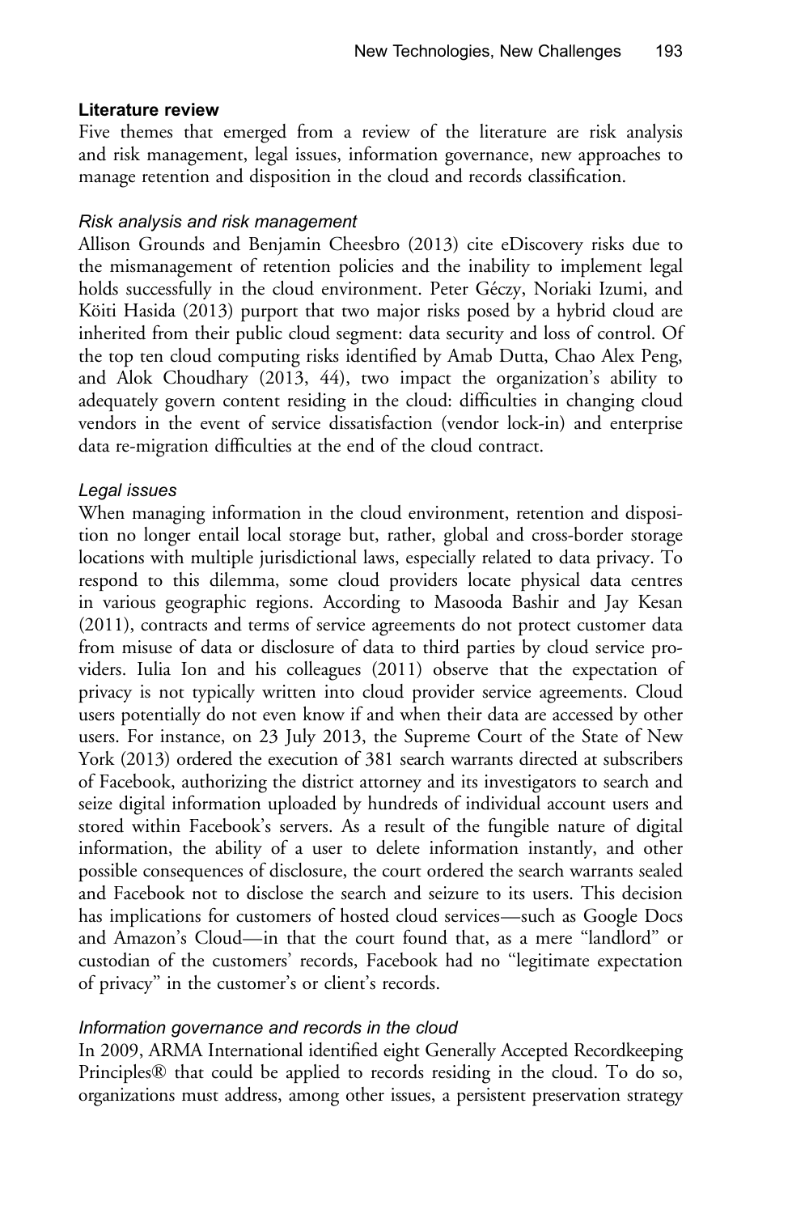### Literature review

Five themes that emerged from a review of the literature are risk analysis and risk management, legal issues, information governance, new approaches to manage retention and disposition in the cloud and records classification.

#### *Risk analysis and risk management*

Allison Grounds and Benjamin Cheesbro (2013) cite eDiscovery risks due to the mismanagement of retention policies and the inability to implement legal holds successfully in the cloud environment. Peter Géczy, Noriaki Izumi, and Köiti Hasida (2013) purport that two major risks posed by a hybrid cloud are inherited from their public cloud segment: data security and loss of control. Of the top ten cloud computing risks identified by Amab Dutta, Chao Alex Peng, and Alok Choudhary (2013, 44), two impact the organization's ability to adequately govern content residing in the cloud: difficulties in changing cloud vendors in the event of service dissatisfaction (vendor lock-in) and enterprise data re-migration difficulties at the end of the cloud contract.

#### *Legal issues*

When managing information in the cloud environment, retention and disposition no longer entail local storage but, rather, global and cross-border storage locations with multiple jurisdictional laws, especially related to data privacy. To respond to this dilemma, some cloud providers locate physical data centres in various geographic regions. According to Masooda Bashir and Jay Kesan (2011), contracts and terms of service agreements do not protect customer data from misuse of data or disclosure of data to third parties by cloud service providers. Iulia Ion and his colleagues (2011) observe that the expectation of privacy is not typically written into cloud provider service agreements. Cloud users potentially do not even know if and when their data are accessed by other users. For instance, on 23 July 2013, the Supreme Court of the State of New York (2013) ordered the execution of 381 search warrants directed at subscribers of Facebook, authorizing the district attorney and its investigators to search and seize digital information uploaded by hundreds of individual account users and stored within Facebook's servers. As a result of the fungible nature of digital information, the ability of a user to delete information instantly, and other possible consequences of disclosure, the court ordered the search warrants sealed and Facebook not to disclose the search and seizure to its users. This decision has implications for customers of hosted cloud services—such as Google Docs and Amazon's Cloud—in that the court found that, as a mere "landlord" or custodian of the customers' records, Facebook had no "legitimate expectation of privacy" in the customer's or client's records.

#### *Information governance and records in the cloud*

In 2009, ARMA International identified eight Generally Accepted Recordkeeping Principles® that could be applied to records residing in the cloud. To do so, organizations must address, among other issues, a persistent preservation strategy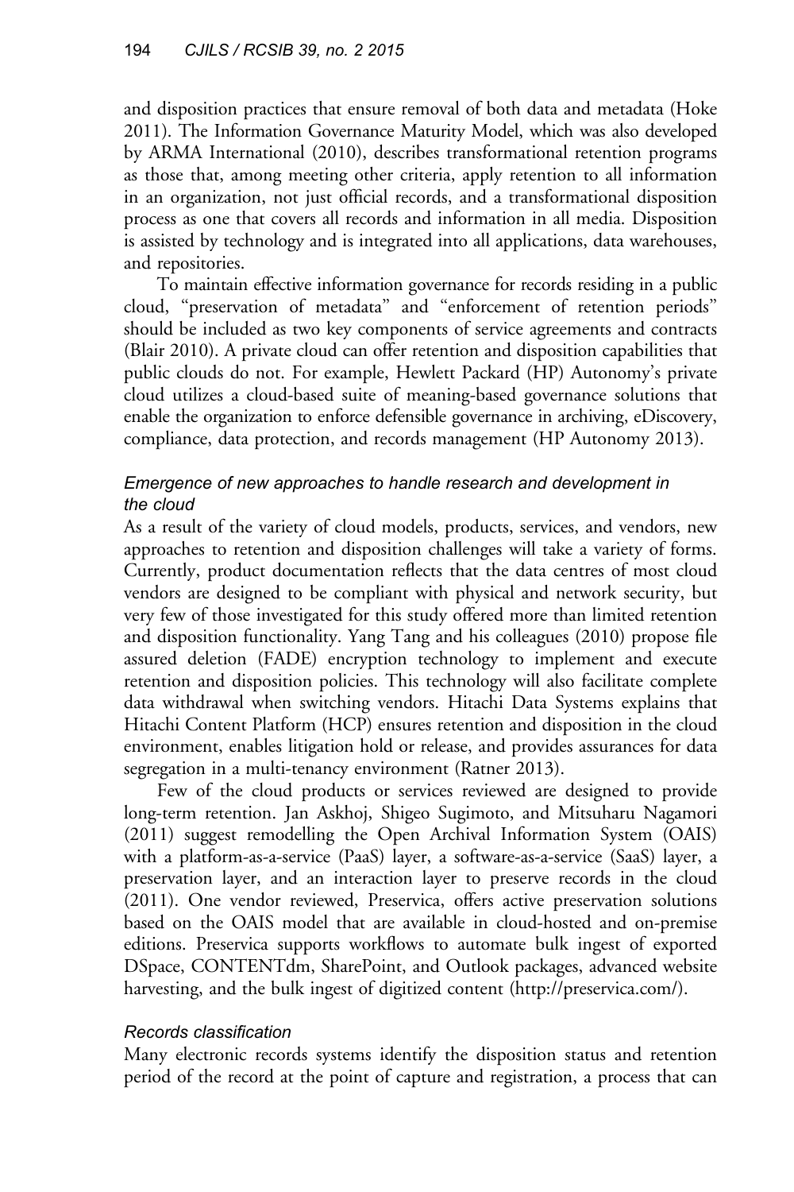and disposition practices that ensure removal of both data and metadata (Hoke 2011). The Information Governance Maturity Model, which was also developed by ARMA International (2010), describes transformational retention programs as those that, among meeting other criteria, apply retention to all information in an organization, not just official records, and a transformational disposition process as one that covers all records and information in all media. Disposition is assisted by technology and is integrated into all applications, data warehouses, and repositories.

To maintain effective information governance for records residing in a public cloud, "preservation of metadata" and "enforcement of retention periods" should be included as two key components of service agreements and contracts (Blair 2010). A private cloud can offer retention and disposition capabilities that public clouds do not. For example, Hewlett Packard (HP) Autonomy's private cloud utilizes a cloud-based suite of meaning-based governance solutions that enable the organization to enforce defensible governance in archiving, eDiscovery, compliance, data protection, and records management (HP Autonomy 2013).

### *Emergence of new approaches to handle research and development in the cloud*

As a result of the variety of cloud models, products, services, and vendors, new approaches to retention and disposition challenges will take a variety of forms. Currently, product documentation reflects that the data centres of most cloud vendors are designed to be compliant with physical and network security, but very few of those investigated for this study offered more than limited retention and disposition functionality. Yang Tang and his colleagues (2010) propose file assured deletion (FADE) encryption technology to implement and execute retention and disposition policies. This technology will also facilitate complete data withdrawal when switching vendors. Hitachi Data Systems explains that Hitachi Content Platform (HCP) ensures retention and disposition in the cloud environment, enables litigation hold or release, and provides assurances for data segregation in a multi-tenancy environment (Ratner 2013).

Few of the cloud products or services reviewed are designed to provide long-term retention. Jan Askhoj, Shigeo Sugimoto, and Mitsuharu Nagamori (2011) suggest remodelling the Open Archival Information System (OAIS) with a platform-as-a-service (PaaS) layer, a software-as-a-service (SaaS) layer, a preservation layer, and an interaction layer to preserve records in the cloud (2011). One vendor reviewed, Preservica, offers active preservation solutions based on the OAIS model that are available in cloud-hosted and on-premise editions. Preservica supports workflows to automate bulk ingest of exported DSpace, CONTENTdm, SharePoint, and Outlook packages, advanced website harvesting, and the bulk ingest of digitized content (http://preservica.com/).

### *Records classification*

Many electronic records systems identify the disposition status and retention period of the record at the point of capture and registration, a process that can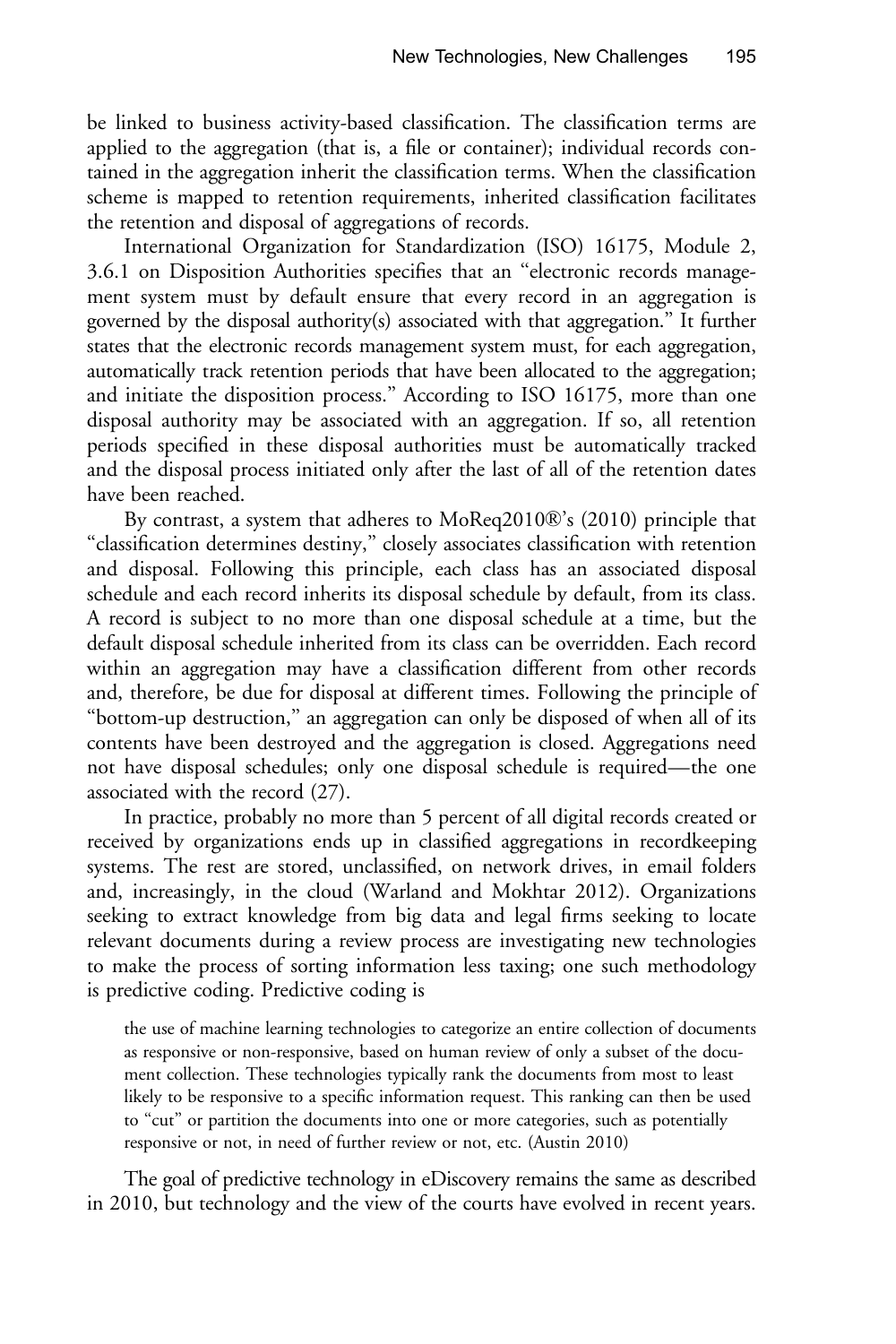be linked to business activity-based classification. The classification terms are applied to the aggregation (that is, a file or container); individual records contained in the aggregation inherit the classification terms. When the classification scheme is mapped to retention requirements, inherited classification facilitates the retention and disposal of aggregations of records.

International Organization for Standardization (ISO) 16175, Module 2, 3.6.1 on Disposition Authorities specifies that an "electronic records management system must by default ensure that every record in an aggregation is governed by the disposal authority(s) associated with that aggregation." It further states that the electronic records management system must, for each aggregation, automatically track retention periods that have been allocated to the aggregation; and initiate the disposition process." According to ISO 16175, more than one disposal authority may be associated with an aggregation. If so, all retention periods specified in these disposal authorities must be automatically tracked and the disposal process initiated only after the last of all of the retention dates have been reached.

By contrast, a system that adheres to MoReq2010®'s (2010) principle that "classification determines destiny," closely associates classification with retention and disposal. Following this principle, each class has an associated disposal schedule and each record inherits its disposal schedule by default, from its class. A record is subject to no more than one disposal schedule at a time, but the default disposal schedule inherited from its class can be overridden. Each record within an aggregation may have a classification different from other records and, therefore, be due for disposal at different times. Following the principle of "bottom-up destruction," an aggregation can only be disposed of when all of its contents have been destroyed and the aggregation is closed. Aggregations need not have disposal schedules; only one disposal schedule is required—the one associated with the record (27).

In practice, probably no more than 5 percent of all digital records created or received by organizations ends up in classified aggregations in recordkeeping systems. The rest are stored, unclassified, on network drives, in email folders and, increasingly, in the cloud (Warland and Mokhtar 2012). Organizations seeking to extract knowledge from big data and legal firms seeking to locate relevant documents during a review process are investigating new technologies to make the process of sorting information less taxing; one such methodology is predictive coding. Predictive coding is

> the use of machine learning technologies to categorize an entire collection of documents as responsive or non-responsive, based on human review of only a subset of the document collection. These technologies typically rank the documents from most to least likely to be responsive to a specific information request. This ranking can then be used to "cut" or partition the documents into one or more categories, such as potentially responsive or not, in need of further review or not, etc. (Austin 2010)

The goal of predictive technology in eDiscovery remains the same as described in 2010, but technology and the view of the courts have evolved in recent years.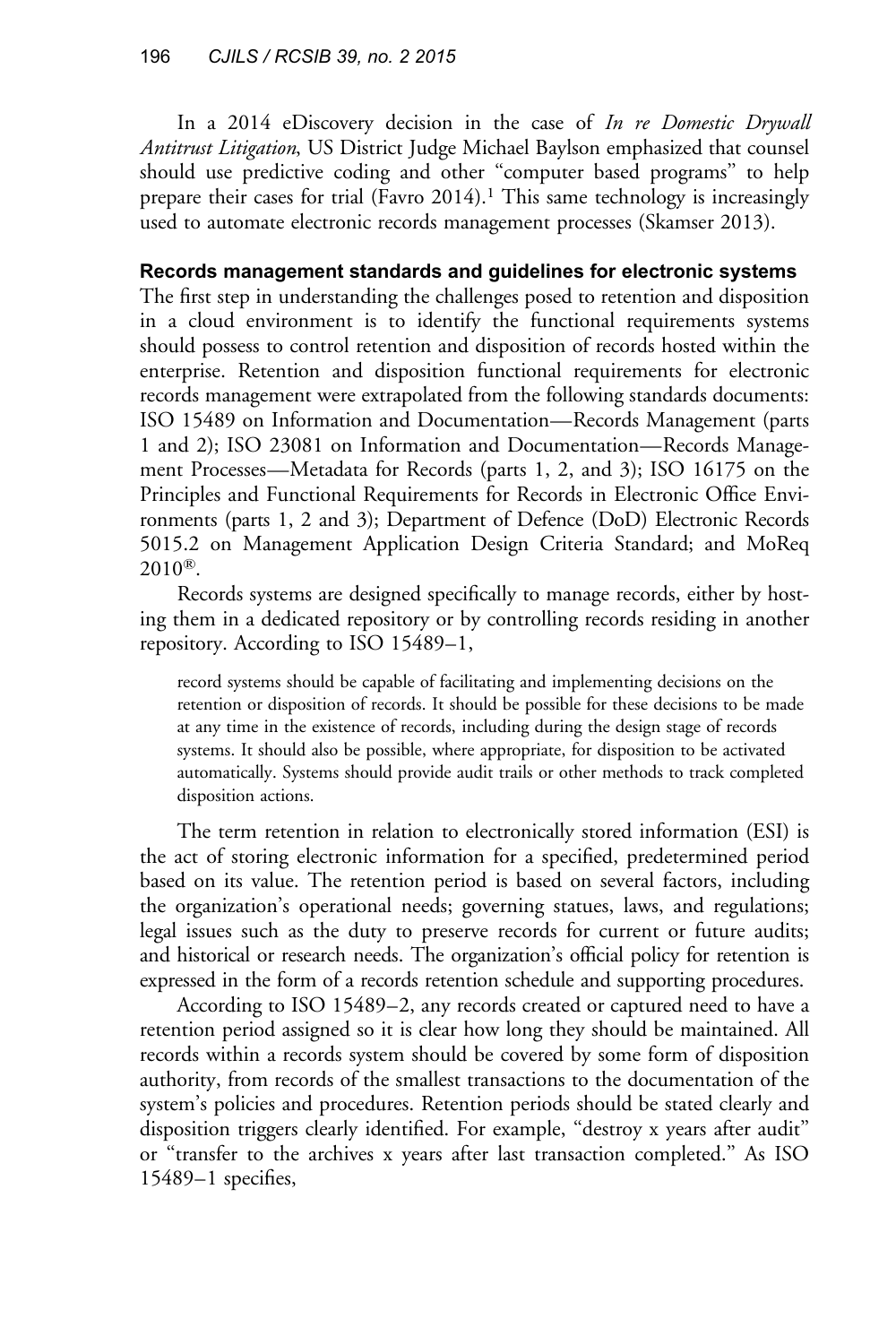In a 2014 eDiscovery decision in the case of *In re Domestic Drywall Antitrust Litigation*, US District Judge Michael Baylson emphasized that counsel should use predictive coding and other "computer based programs" to help prepare their cases for trial (Favro 2014).[1] This same technology is increasingly used to automate electronic records management processes (Skamser 2013).

## Records management standards and guidelines for electronic systems

The first step in understanding the challenges posed to retention and disposition in a cloud environment is to identify the functional requirements systems should possess to control retention and disposition of records hosted within the enterprise. Retention and disposition functional requirements for electronic records management were extrapolated from the following standards documents: ISO 15489 on Information and Documentation—Records Management (parts 1 and 2); ISO 23081 on Information and Documentation—Records Management Processes—Metadata for Records (parts 1, 2, and 3); ISO 16175 on the Principles and Functional Requirements for Records in Electronic Office Environments (parts 1, 2 and 3); Department of Defence (DoD) Electronic Records 5015.2 on Management Application Design Criteria Standard; and MoReq 2010®.

Records systems are designed specifically to manage records, either by hosting them in a dedicated repository or by controlling records residing in another repository. According to ISO 15489–1,

> record systems should be capable of facilitating and implementing decisions on the retention or disposition of records. It should be possible for these decisions to be made at any time in the existence of records, including during the design stage of records systems. It should also be possible, where appropriate, for disposition to be activated automatically. Systems should provide audit trails or other methods to track completed disposition actions.

The term retention in relation to electronically stored information (ESI) is the act of storing electronic information for a specified, predetermined period based on its value. The retention period is based on several factors, including the organization's operational needs; governing statues, laws, and regulations; legal issues such as the duty to preserve records for current or future audits; and historical or research needs. The organization's official policy for retention is expressed in the form of a records retention schedule and supporting procedures.

According to ISO 15489–2, any records created or captured need to have a retention period assigned so it is clear how long they should be maintained. All records within a records system should be covered by some form of disposition authority, from records of the smallest transactions to the documentation of the system's policies and procedures. Retention periods should be stated clearly and disposition triggers clearly identified. For example, "destroy x years after audit" or "transfer to the archives x years after last transaction completed." As ISO 15489–1 specifies,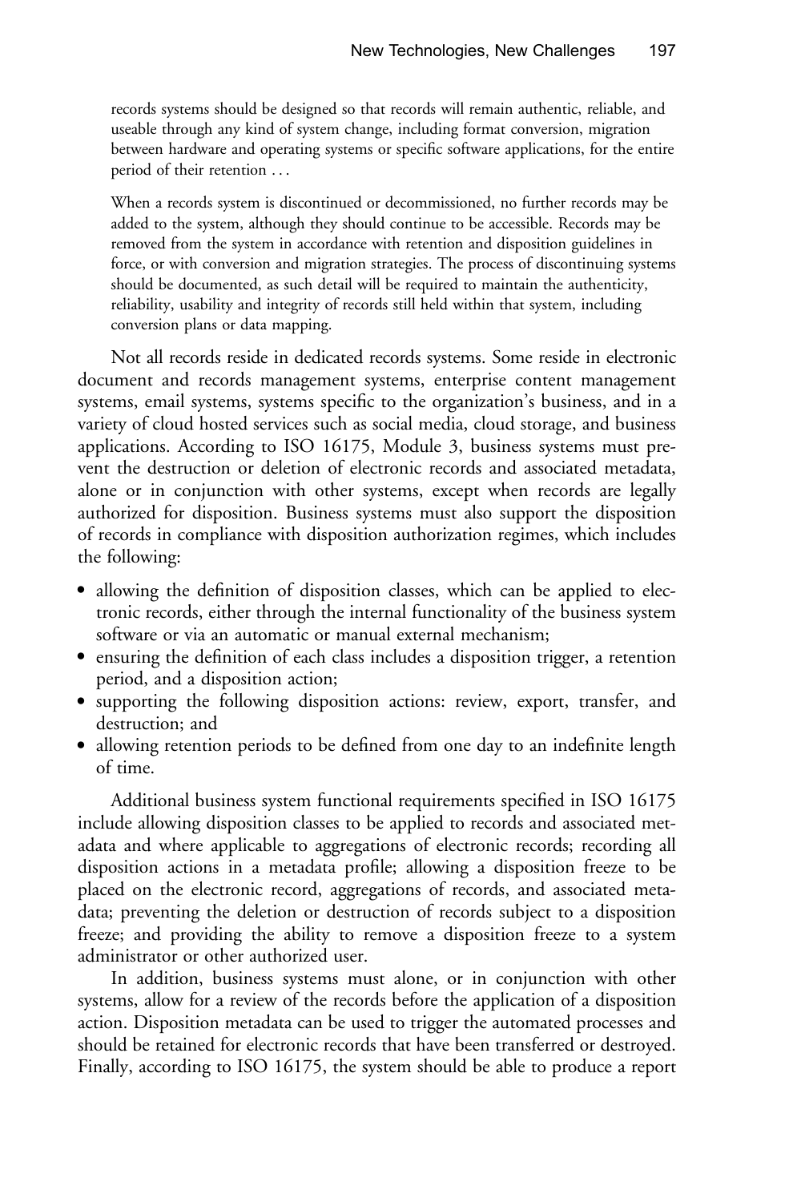> records systems should be designed so that records will remain authentic, reliable, and useable through any kind of system change, including format conversion, migration between hardware and operating systems or specific software applications, for the entire period of their retention . . .
>
> When a records system is discontinued or decommissioned, no further records may be added to the system, although they should continue to be accessible. Records may be removed from the system in accordance with retention and disposition guidelines in force, or with conversion and migration strategies. The process of discontinuing systems should be documented, as such detail will be required to maintain the authenticity, reliability, usability and integrity of records still held within that system, including conversion plans or data mapping.

Not all records reside in dedicated records systems. Some reside in electronic document and records management systems, enterprise content management systems, email systems, systems specific to the organization's business, and in a variety of cloud hosted services such as social media, cloud storage, and business applications. According to ISO 16175, Module 3, business systems must prevent the destruction or deletion of electronic records and associated metadata, alone or in conjunction with other systems, except when records are legally authorized for disposition. Business systems must also support the disposition of records in compliance with disposition authorization regimes, which includes the following:

- allowing the definition of disposition classes, which can be applied to electronic records, either through the internal functionality of the business system software or via an automatic or manual external mechanism;
- ensuring the definition of each class includes a disposition trigger, a retention period, and a disposition action;
- supporting the following disposition actions: review, export, transfer, and destruction; and
- allowing retention periods to be defined from one day to an indefinite length of time.

Additional business system functional requirements specified in ISO 16175 include allowing disposition classes to be applied to records and associated metadata and where applicable to aggregations of electronic records; recording all disposition actions in a metadata profile; allowing a disposition freeze to be placed on the electronic record, aggregations of records, and associated metadata; preventing the deletion or destruction of records subject to a disposition freeze; and providing the ability to remove a disposition freeze to a system administrator or other authorized user.

In addition, business systems must alone, or in conjunction with other systems, allow for a review of the records before the application of a disposition action. Disposition metadata can be used to trigger the automated processes and should be retained for electronic records that have been transferred or destroyed. Finally, according to ISO 16175, the system should be able to produce a report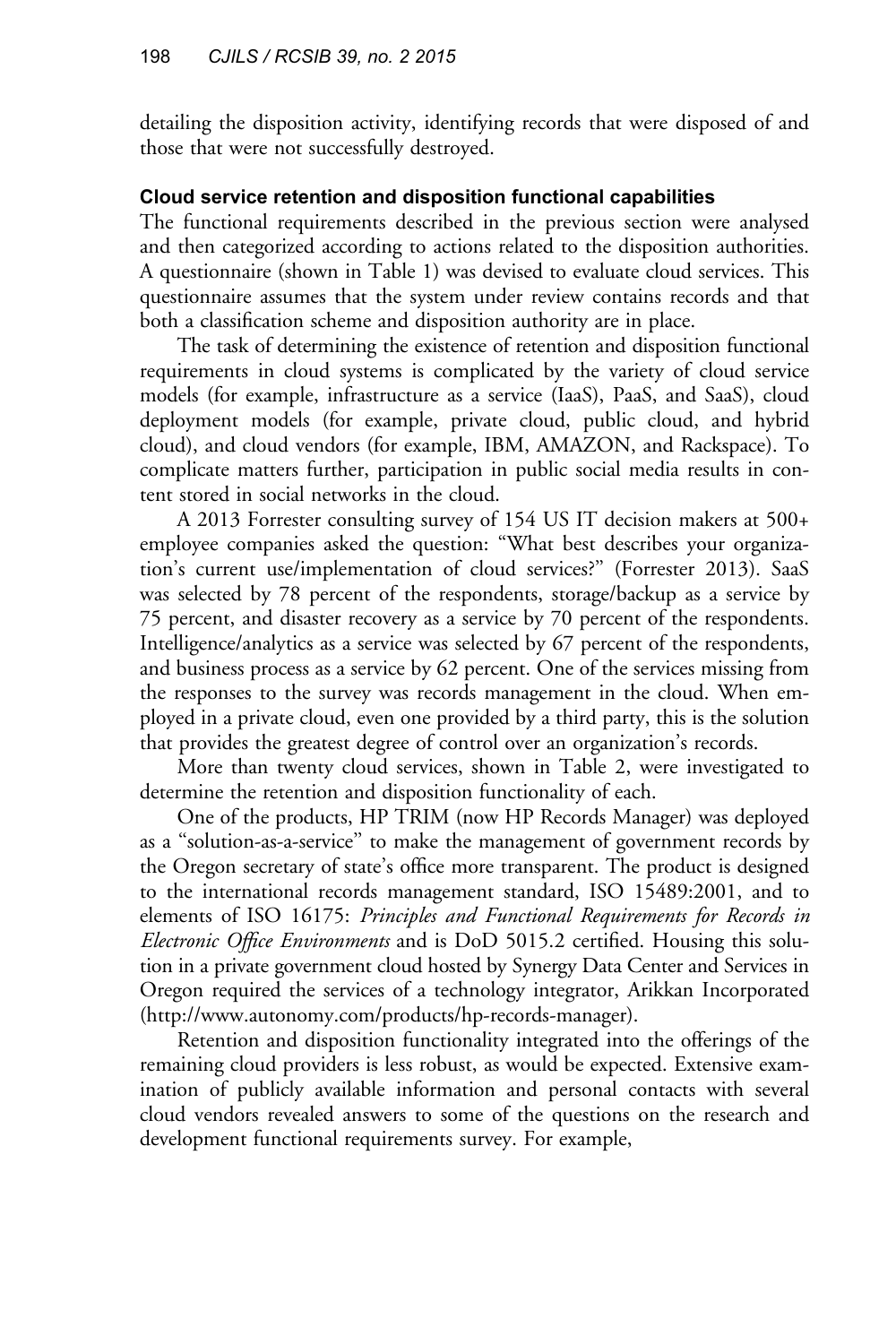detailing the disposition activity, identifying records that were disposed of and those that were not successfully destroyed.

### Cloud service retention and disposition functional capabilities

The functional requirements described in the previous section were analysed and then categorized according to actions related to the disposition authorities. A questionnaire (shown in Table 1) was devised to evaluate cloud services. This questionnaire assumes that the system under review contains records and that both a classification scheme and disposition authority are in place.

The task of determining the existence of retention and disposition functional requirements in cloud systems is complicated by the variety of cloud service models (for example, infrastructure as a service (IaaS), PaaS, and SaaS), cloud deployment models (for example, private cloud, public cloud, and hybrid cloud), and cloud vendors (for example, IBM, AMAZON, and Rackspace). To complicate matters further, participation in public social media results in content stored in social networks in the cloud.

A 2013 Forrester consulting survey of 154 US IT decision makers at 500+ employee companies asked the question: "What best describes your organization's current use/implementation of cloud services?" (Forrester 2013). SaaS was selected by 78 percent of the respondents, storage/backup as a service by 75 percent, and disaster recovery as a service by 70 percent of the respondents. Intelligence/analytics as a service was selected by 67 percent of the respondents, and business process as a service by 62 percent. One of the services missing from the responses to the survey was records management in the cloud. When employed in a private cloud, even one provided by a third party, this is the solution that provides the greatest degree of control over an organization's records.

More than twenty cloud services, shown in Table 2, were investigated to determine the retention and disposition functionality of each.

One of the products, HP TRIM (now HP Records Manager) was deployed as a "solution-as-a-service" to make the management of government records by the Oregon secretary of state's office more transparent. The product is designed to the international records management standard, ISO 15489:2001, and to elements of ISO 16175: *Principles and Functional Requirements for Records in Electronic Office Environments* and is DoD 5015.2 certified. Housing this solution in a private government cloud hosted by Synergy Data Center and Services in Oregon required the services of a technology integrator, Arikkan Incorporated (http://www.autonomy.com/products/hp-records-manager).

Retention and disposition functionality integrated into the offerings of the remaining cloud providers is less robust, as would be expected. Extensive examination of publicly available information and personal contacts with several cloud vendors revealed answers to some of the questions on the research and development functional requirements survey. For example,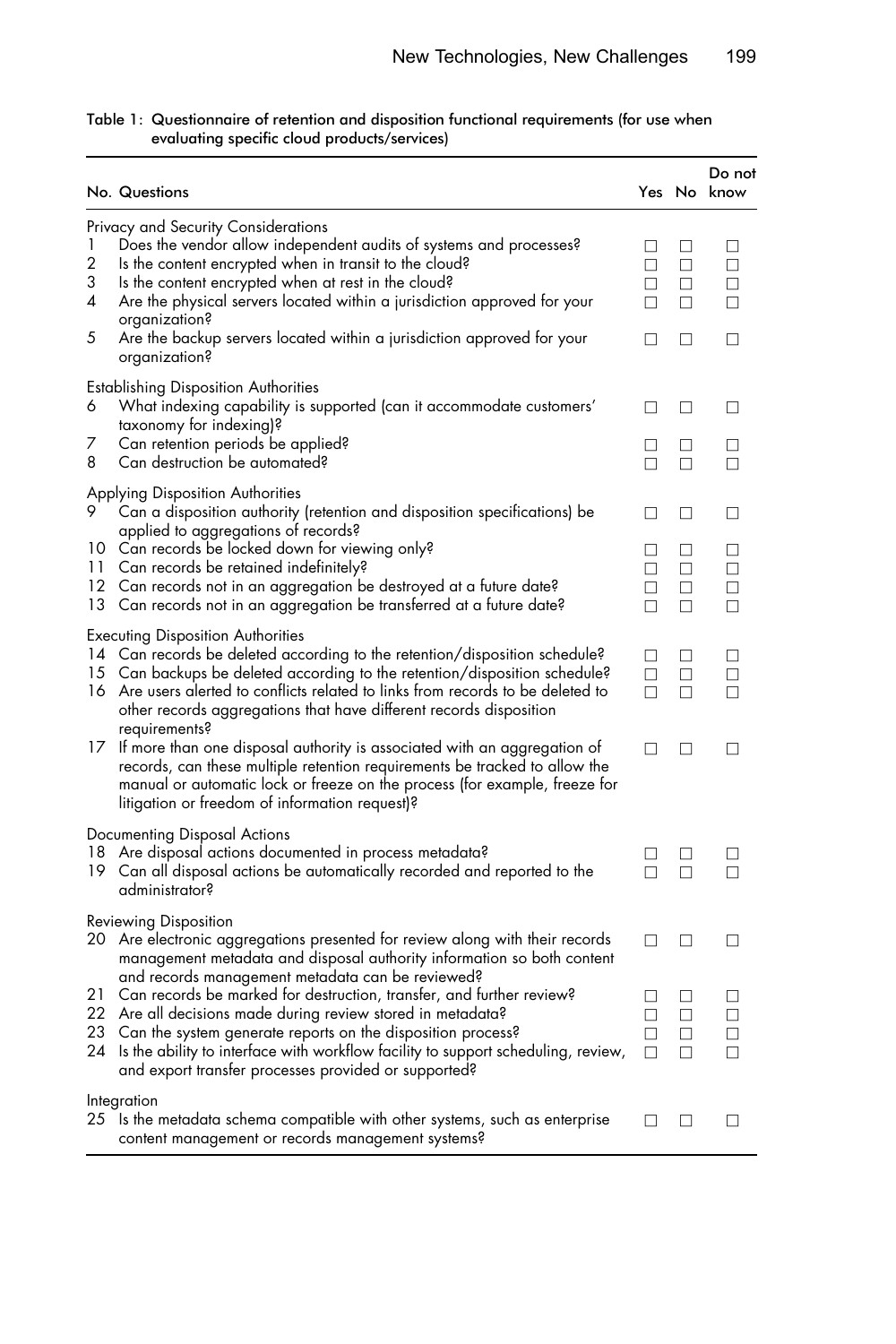Table 1: Questionnaire of retention and disposition functional requirements (for use when evaluating specific cloud products/services)

| No. | Questions | Yes | No | Do not know |
|---|---|---|---|---|
| | **Privacy and Security Considerations** | | | |
| 1 | Does the vendor allow independent audits of systems and processes? | ☐ | ☐ | ☐ |
| 2 | Is the content encrypted when in transit to the cloud? | ☐ | ☐ | ☐ |
| 3 | Is the content encrypted when at rest in the cloud? | ☐ | ☐ | ☐ |
| 4 | Are the physical servers located within a jurisdiction approved for your organization? | ☐ | ☐ | ☐ |
| 5 | Are the backup servers located within a jurisdiction approved for your organization? | ☐ | ☐ | ☐ |
| | **Establishing Disposition Authorities** | | | |
| 6 | What indexing capability is supported (can it accommodate customers' taxonomy for indexing)? | ☐ | ☐ | ☐ |
| 7 | Can retention periods be applied? | ☐ | ☐ | ☐ |
| 8 | Can destruction be automated? | ☐ | ☐ | ☐ |
| | **Applying Disposition Authorities** | | | |
| 9 | Can a disposition authority (retention and disposition specifications) be applied to aggregations of records? | ☐ | ☐ | ☐ |
| 10 | Can records be locked down for viewing only? | ☐ | ☐ | ☐ |
| 11 | Can records be retained indefinitely? | ☐ | ☐ | ☐ |
| 12 | Can records not in an aggregation be destroyed at a future date? | ☐ | ☐ | ☐ |
| 13 | Can records not in an aggregation be transferred at a future date? | ☐ | ☐ | ☐ |
| | **Executing Disposition Authorities** | | | |
| 14 | Can records be deleted according to the retention/disposition schedule? | ☐ | ☐ | ☐ |
| 15 | Can backups be deleted according to the retention/disposition schedule? | ☐ | ☐ | ☐ |
| 16 | Are users alerted to conflicts related to links from records to be deleted to other records aggregations that have different records disposition requirements? | ☐ | ☐ | ☐ |
| 17 | If more than one disposal authority is associated with an aggregation of records, can these multiple retention requirements be tracked to allow the manual or automatic lock or freeze on the process (for example, freeze for litigation or freedom of information request)? | ☐ | ☐ | ☐ |
| | **Documenting Disposal Actions** | | | |
| 18 | Are disposal actions documented in process metadata? | ☐ | ☐ | ☐ |
| 19 | Can all disposal actions be automatically recorded and reported to the administrator? | ☐ | ☐ | ☐ |
| | **Reviewing Disposition** | | | |
| 20 | Are electronic aggregations presented for review along with their records management metadata and disposal authority information so both content and records management metadata can be reviewed? | ☐ | ☐ | ☐ |
| 21 | Can records be marked for destruction, transfer, and further review? | ☐ | ☐ | ☐ |
| 22 | Are all decisions made during review stored in metadata? | ☐ | ☐ | ☐ |
| 23 | Can the system generate reports on the disposition process? | ☐ | ☐ | ☐ |
| 24 | Is the ability to interface with workflow facility to support scheduling, review, and export transfer processes provided or supported? | ☐ | ☐ | ☐ |
| | **Integration** | | | |
| 25 | Is the metadata schema compatible with other systems, such as enterprise content management or records management systems? | ☐ | ☐ | ☐ |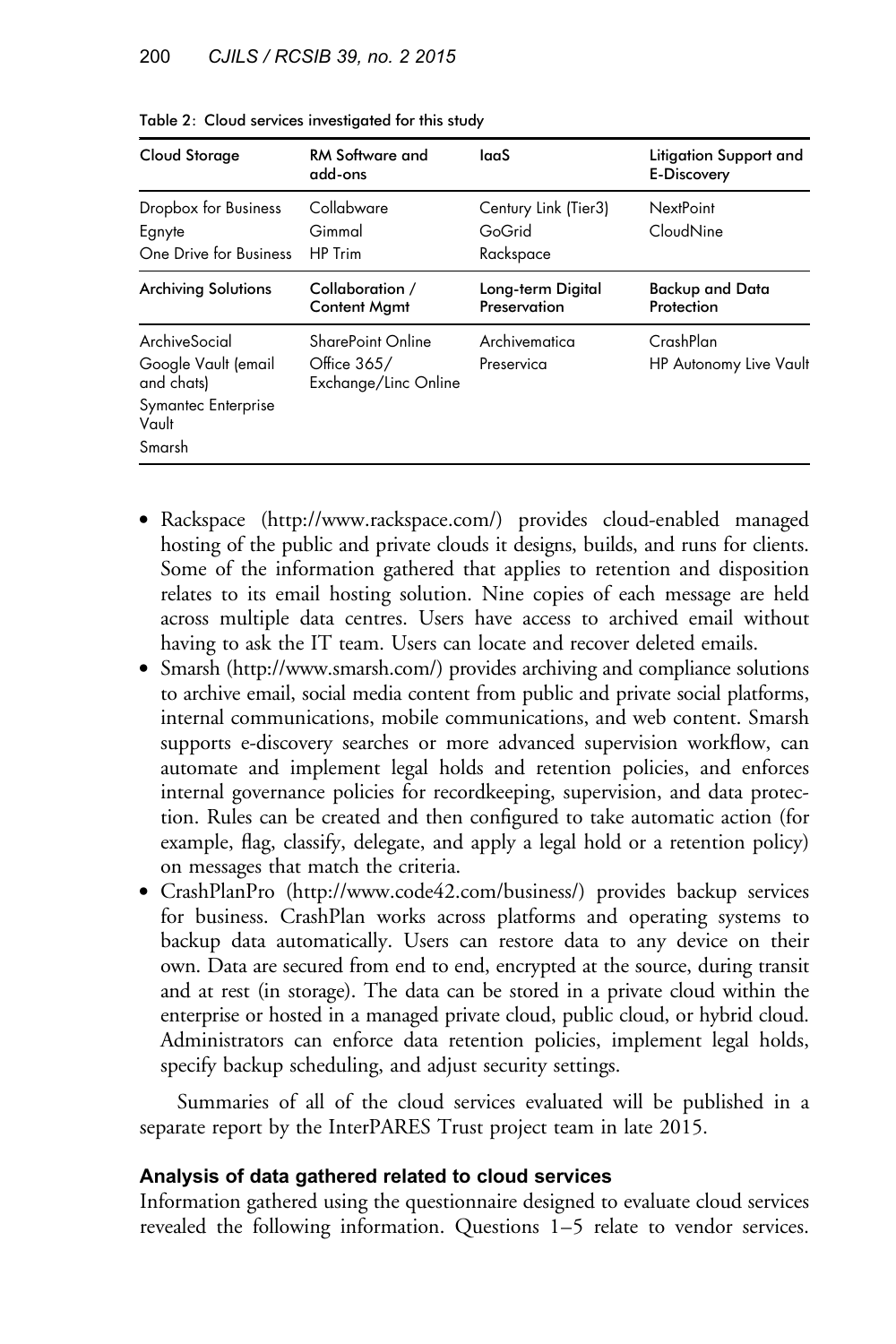Table 2: Cloud services investigated for this study

| Cloud Storage | RM Software and add-ons | IaaS | Litigation Support and E-Discovery |
|---|---|---|---|
| Dropbox for Business<br>Egnyte<br>One Drive for Business | Collabware<br>Gimmal<br>HP Trim | Century Link (Tier3)<br>GoGrid<br>Rackspace | NextPoint<br>CloudNine |
| **Archiving Solutions** | **Collaboration / Content Mgmt** | **Long-term Digital Preservation** | **Backup and Data Protection** |
| ArchiveSocial<br>Google Vault (email and chats)<br>Symantec Enterprise Vault<br>Smarsh | SharePoint Online<br>Office 365/ Exchange/Linc Online | Archivematica<br>Preservica | CrashPlan<br>HP Autonomy Live Vault |

- Rackspace (http://www.rackspace.com/) provides cloud-enabled managed hosting of the public and private clouds it designs, builds, and runs for clients. Some of the information gathered that applies to retention and disposition relates to its email hosting solution. Nine copies of each message are held across multiple data centres. Users have access to archived email without having to ask the IT team. Users can locate and recover deleted emails.
- Smarsh (http://www.smarsh.com/) provides archiving and compliance solutions to archive email, social media content from public and private social platforms, internal communications, mobile communications, and web content. Smarsh supports e-discovery searches or more advanced supervision workflow, can automate and implement legal holds and retention policies, and enforces internal governance policies for recordkeeping, supervision, and data protection. Rules can be created and then configured to take automatic action (for example, flag, classify, delegate, and apply a legal hold or a retention policy) on messages that match the criteria.
- CrashPlanPro (http://www.code42.com/business/) provides backup services for business. CrashPlan works across platforms and operating systems to backup data automatically. Users can restore data to any device on their own. Data are secured from end to end, encrypted at the source, during transit and at rest (in storage). The data can be stored in a private cloud within the enterprise or hosted in a managed private cloud, public cloud, or hybrid cloud. Administrators can enforce data retention policies, implement legal holds, specify backup scheduling, and adjust security settings.

Summaries of all of the cloud services evaluated will be published in a separate report by the InterPARES Trust project team in late 2015.

### Analysis of data gathered related to cloud services

Information gathered using the questionnaire designed to evaluate cloud services revealed the following information. Questions 1–5 relate to vendor services.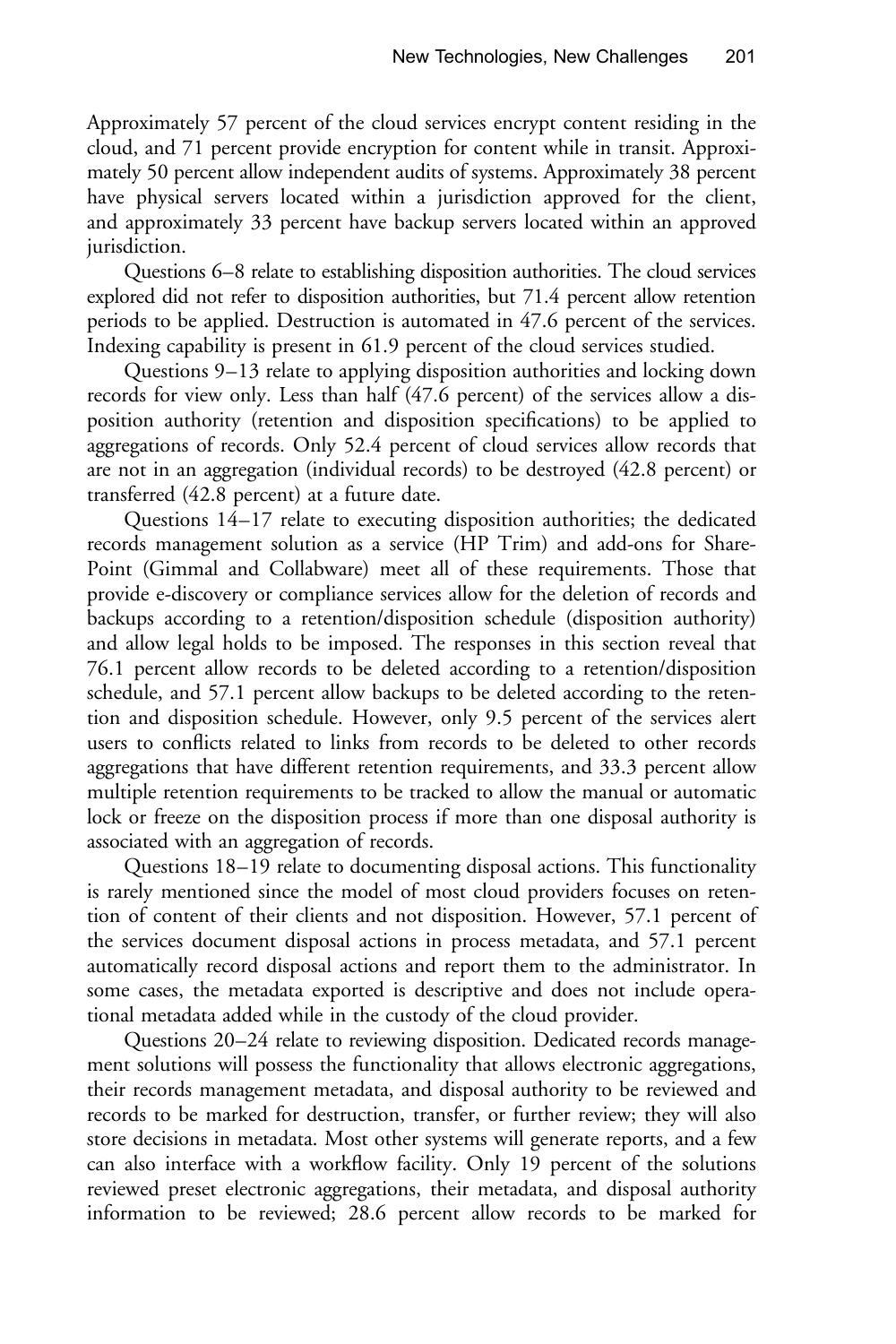Approximately 57 percent of the cloud services encrypt content residing in the cloud, and 71 percent provide encryption for content while in transit. Approximately 50 percent allow independent audits of systems. Approximately 38 percent have physical servers located within a jurisdiction approved for the client, and approximately 33 percent have backup servers located within an approved jurisdiction.

Questions 6–8 relate to establishing disposition authorities. The cloud services explored did not refer to disposition authorities, but 71.4 percent allow retention periods to be applied. Destruction is automated in 47.6 percent of the services. Indexing capability is present in 61.9 percent of the cloud services studied.

Questions 9–13 relate to applying disposition authorities and locking down records for view only. Less than half (47.6 percent) of the services allow a disposition authority (retention and disposition specifications) to be applied to aggregations of records. Only 52.4 percent of cloud services allow records that are not in an aggregation (individual records) to be destroyed (42.8 percent) or transferred (42.8 percent) at a future date.

Questions 14–17 relate to executing disposition authorities; the dedicated records management solution as a service (HP Trim) and add-ons for SharePoint (Gimmal and Collabware) meet all of these requirements. Those that provide e-discovery or compliance services allow for the deletion of records and backups according to a retention/disposition schedule (disposition authority) and allow legal holds to be imposed. The responses in this section reveal that 76.1 percent allow records to be deleted according to a retention/disposition schedule, and 57.1 percent allow backups to be deleted according to the retention and disposition schedule. However, only 9.5 percent of the services alert users to conflicts related to links from records to be deleted to other records aggregations that have different retention requirements, and 33.3 percent allow multiple retention requirements to be tracked to allow the manual or automatic lock or freeze on the disposition process if more than one disposal authority is associated with an aggregation of records.

Questions 18–19 relate to documenting disposal actions. This functionality is rarely mentioned since the model of most cloud providers focuses on retention of content of their clients and not disposition. However, 57.1 percent of the services document disposal actions in process metadata, and 57.1 percent automatically record disposal actions and report them to the administrator. In some cases, the metadata exported is descriptive and does not include operational metadata added while in the custody of the cloud provider.

Questions 20–24 relate to reviewing disposition. Dedicated records management solutions will possess the functionality that allows electronic aggregations, their records management metadata, and disposal authority to be reviewed and records to be marked for destruction, transfer, or further review; they will also store decisions in metadata. Most other systems will generate reports, and a few can also interface with a workflow facility. Only 19 percent of the solutions reviewed preset electronic aggregations, their metadata, and disposal authority information to be reviewed; 28.6 percent allow records to be marked for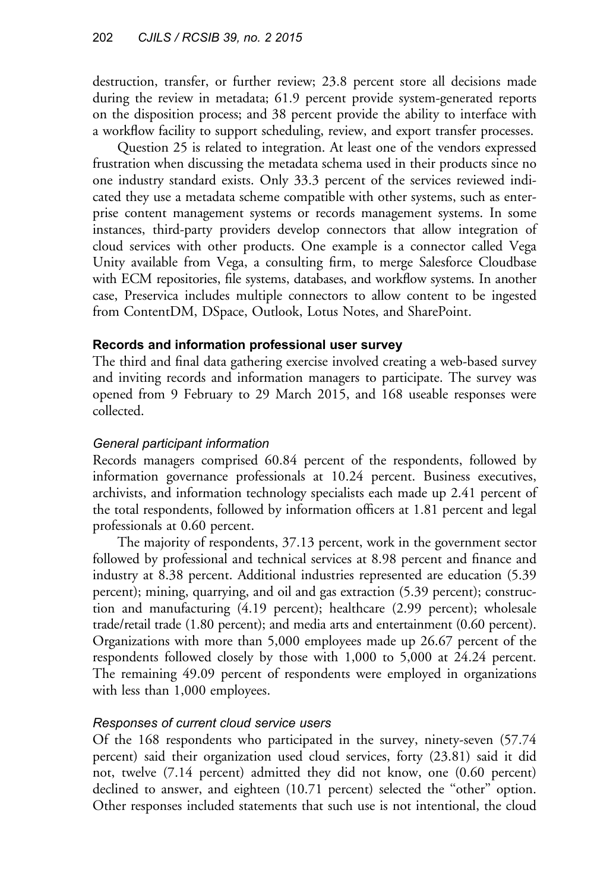destruction, transfer, or further review; 23.8 percent store all decisions made during the review in metadata; 61.9 percent provide system-generated reports on the disposition process; and 38 percent provide the ability to interface with a workflow facility to support scheduling, review, and export transfer processes.

Question 25 is related to integration. At least one of the vendors expressed frustration when discussing the metadata schema used in their products since no one industry standard exists. Only 33.3 percent of the services reviewed indicated they use a metadata scheme compatible with other systems, such as enterprise content management systems or records management systems. In some instances, third-party providers develop connectors that allow integration of cloud services with other products. One example is a connector called Vega Unity available from Vega, a consulting firm, to merge Salesforce Cloudbase with ECM repositories, file systems, databases, and workflow systems. In another case, Preservica includes multiple connectors to allow content to be ingested from ContentDM, DSpace, Outlook, Lotus Notes, and SharePoint.

### Records and information professional user survey

The third and final data gathering exercise involved creating a web-based survey and inviting records and information managers to participate. The survey was opened from 9 February to 29 March 2015, and 168 useable responses were collected.

#### *General participant information*

Records managers comprised 60.84 percent of the respondents, followed by information governance professionals at 10.24 percent. Business executives, archivists, and information technology specialists each made up 2.41 percent of the total respondents, followed by information officers at 1.81 percent and legal professionals at 0.60 percent.

The majority of respondents, 37.13 percent, work in the government sector followed by professional and technical services at 8.98 percent and finance and industry at 8.38 percent. Additional industries represented are education (5.39 percent); mining, quarrying, and oil and gas extraction (5.39 percent); construction and manufacturing (4.19 percent); healthcare (2.99 percent); wholesale trade/retail trade (1.80 percent); and media arts and entertainment (0.60 percent). Organizations with more than 5,000 employees made up 26.67 percent of the respondents followed closely by those with 1,000 to 5,000 at 24.24 percent. The remaining 49.09 percent of respondents were employed in organizations with less than 1,000 employees.

#### *Responses of current cloud service users*

Of the 168 respondents who participated in the survey, ninety-seven (57.74 percent) said their organization used cloud services, forty (23.81) said it did not, twelve (7.14 percent) admitted they did not know, one (0.60 percent) declined to answer, and eighteen (10.71 percent) selected the "other" option. Other responses included statements that such use is not intentional, the cloud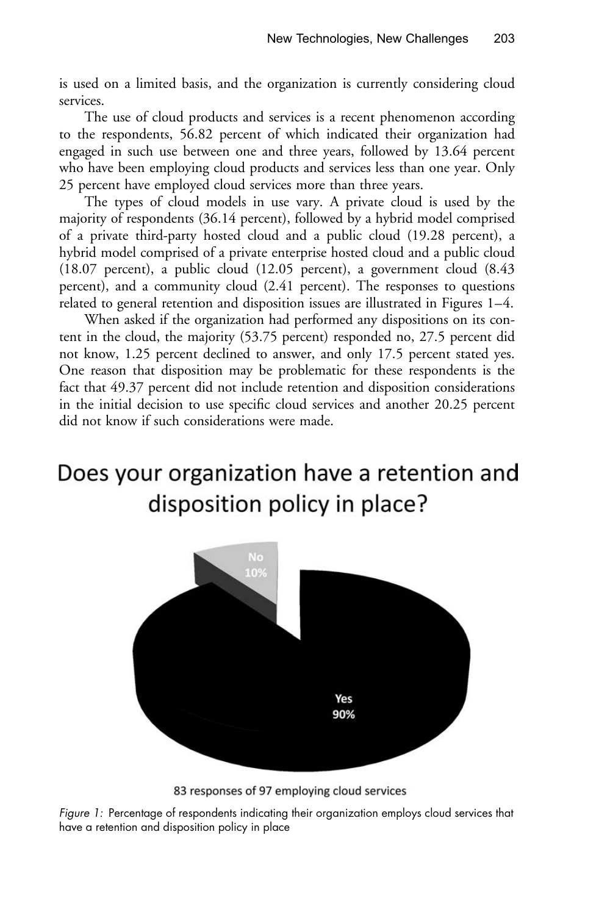is used on a limited basis, and the organization is currently considering cloud services.

The use of cloud products and services is a recent phenomenon according to the respondents, 56.82 percent of which indicated their organization had engaged in such use between one and three years, followed by 13.64 percent who have been employing cloud products and services less than one year. Only 25 percent have employed cloud services more than three years.

The types of cloud models in use vary. A private cloud is used by the majority of respondents (36.14 percent), followed by a hybrid model comprised of a private third-party hosted cloud and a public cloud (19.28 percent), a hybrid model comprised of a private enterprise hosted cloud and a public cloud (18.07 percent), a public cloud (12.05 percent), a government cloud (8.43 percent), and a community cloud (2.41 percent). The responses to questions related to general retention and disposition issues are illustrated in Figures 1–4.

When asked if the organization had performed any dispositions on its content in the cloud, the majority (53.75 percent) responded no, 27.5 percent did not know, 1.25 percent declined to answer, and only 17.5 percent stated yes. One reason that disposition may be problematic for these respondents is the fact that 49.37 percent did not include retention and disposition considerations in the initial decision to use specific cloud services and another 20.25 percent did not know if such considerations were made.

Does your organization have a retention and disposition policy in place?

No 10%

Yes 90%

83 responses of 97 employing cloud services

*Figure 1:* Percentage of respondents indicating their organization employs cloud services that have a retention and disposition policy in place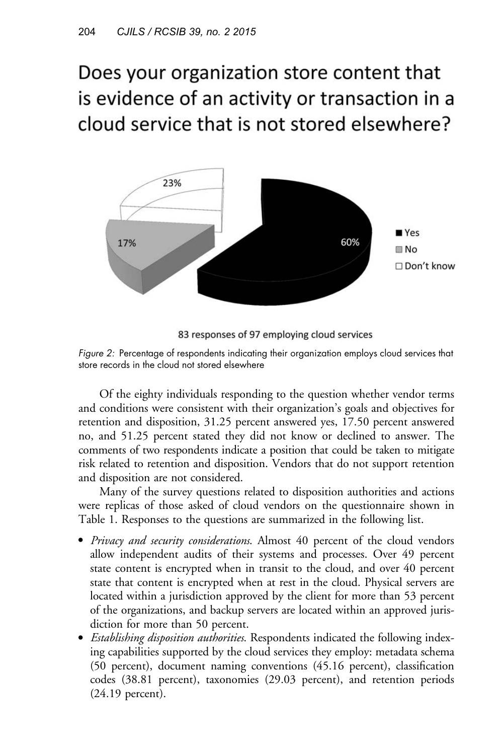Does your organization store content that is evidence of an activity or transaction in a cloud service that is not stored elsewhere?

83 responses of 97 employing cloud services

*Figure 2:* Percentage of respondents indicating their organization employs cloud services that store records in the cloud not stored elsewhere

Of the eighty individuals responding to the question whether vendor terms and conditions were consistent with their organization's goals and objectives for retention and disposition, 31.25 percent answered yes, 17.50 percent answered no, and 51.25 percent stated they did not know or declined to answer. The comments of two respondents indicate a position that could be taken to mitigate risk related to retention and disposition. Vendors that do not support retention and disposition are not considered.

Many of the survey questions related to disposition authorities and actions were replicas of those asked of cloud vendors on the questionnaire shown in Table 1. Responses to the questions are summarized in the following list.

- *Privacy and security considerations.* Almost 40 percent of the cloud vendors allow independent audits of their systems and processes. Over 49 percent state content is encrypted when in transit to the cloud, and over 40 percent state that content is encrypted when at rest in the cloud. Physical servers are located within a jurisdiction approved by the client for more than 53 percent of the organizations, and backup servers are located within an approved jurisdiction for more than 50 percent.
- *Establishing disposition authorities.* Respondents indicated the following indexing capabilities supported by the cloud services they employ: metadata schema (50 percent), document naming conventions (45.16 percent), classification codes (38.81 percent), taxonomies (29.03 percent), and retention periods (24.19 percent).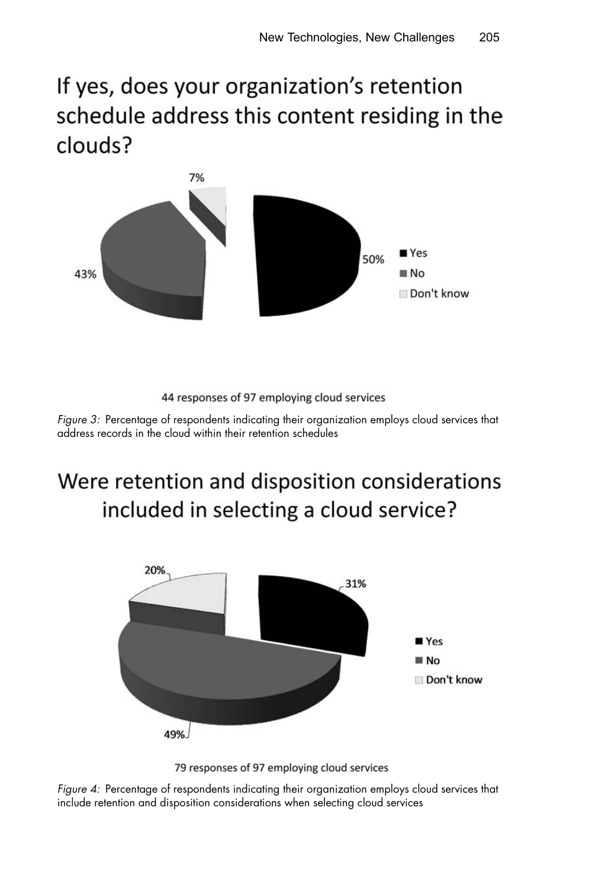If yes, does your organization's retention schedule address this content residing in the clouds?

7%

50%

43%

Yes

No

Don't know

44 responses of 97 employing cloud services

*Figure 3:* Percentage of respondents indicating their organization employs cloud services that address records in the cloud within their retention schedules

Were retention and disposition considerations included in selecting a cloud service?

20%

31%

49%

Yes

No

Don't know

79 responses of 97 employing cloud services

*Figure 4:* Percentage of respondents indicating their organization employs cloud services that include retention and disposition considerations when selecting cloud services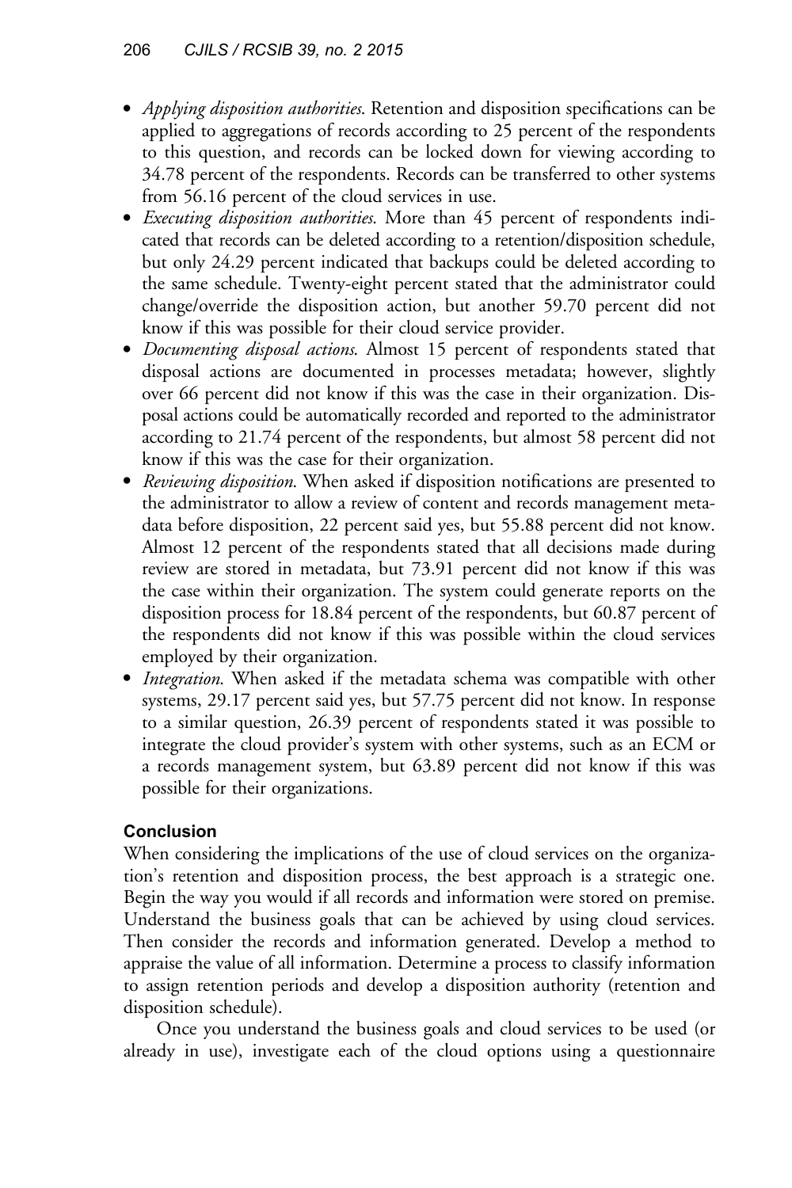- *Applying disposition authorities*. Retention and disposition specifications can be applied to aggregations of records according to 25 percent of the respondents to this question, and records can be locked down for viewing according to 34.78 percent of the respondents. Records can be transferred to other systems from 56.16 percent of the cloud services in use.
- *Executing disposition authorities*. More than 45 percent of respondents indicated that records can be deleted according to a retention/disposition schedule, but only 24.29 percent indicated that backups could be deleted according to the same schedule. Twenty-eight percent stated that the administrator could change/override the disposition action, but another 59.70 percent did not know if this was possible for their cloud service provider.
- *Documenting disposal actions*. Almost 15 percent of respondents stated that disposal actions are documented in processes metadata; however, slightly over 66 percent did not know if this was the case in their organization. Disposal actions could be automatically recorded and reported to the administrator according to 21.74 percent of the respondents, but almost 58 percent did not know if this was the case for their organization.
- *Reviewing disposition*. When asked if disposition notifications are presented to the administrator to allow a review of content and records management metadata before disposition, 22 percent said yes, but 55.88 percent did not know. Almost 12 percent of the respondents stated that all decisions made during review are stored in metadata, but 73.91 percent did not know if this was the case within their organization. The system could generate reports on the disposition process for 18.84 percent of the respondents, but 60.87 percent of the respondents did not know if this was possible within the cloud services employed by their organization.
- *Integration*. When asked if the metadata schema was compatible with other systems, 29.17 percent said yes, but 57.75 percent did not know. In response to a similar question, 26.39 percent of respondents stated it was possible to integrate the cloud provider's system with other systems, such as an ECM or a records management system, but 63.89 percent did not know if this was possible for their organizations.

## Conclusion

When considering the implications of the use of cloud services on the organization's retention and disposition process, the best approach is a strategic one. Begin the way you would if all records and information were stored on premise. Understand the business goals that can be achieved by using cloud services. Then consider the records and information generated. Develop a method to appraise the value of all information. Determine a process to classify information to assign retention periods and develop a disposition authority (retention and disposition schedule).

Once you understand the business goals and cloud services to be used (or already in use), investigate each of the cloud options using a questionnaire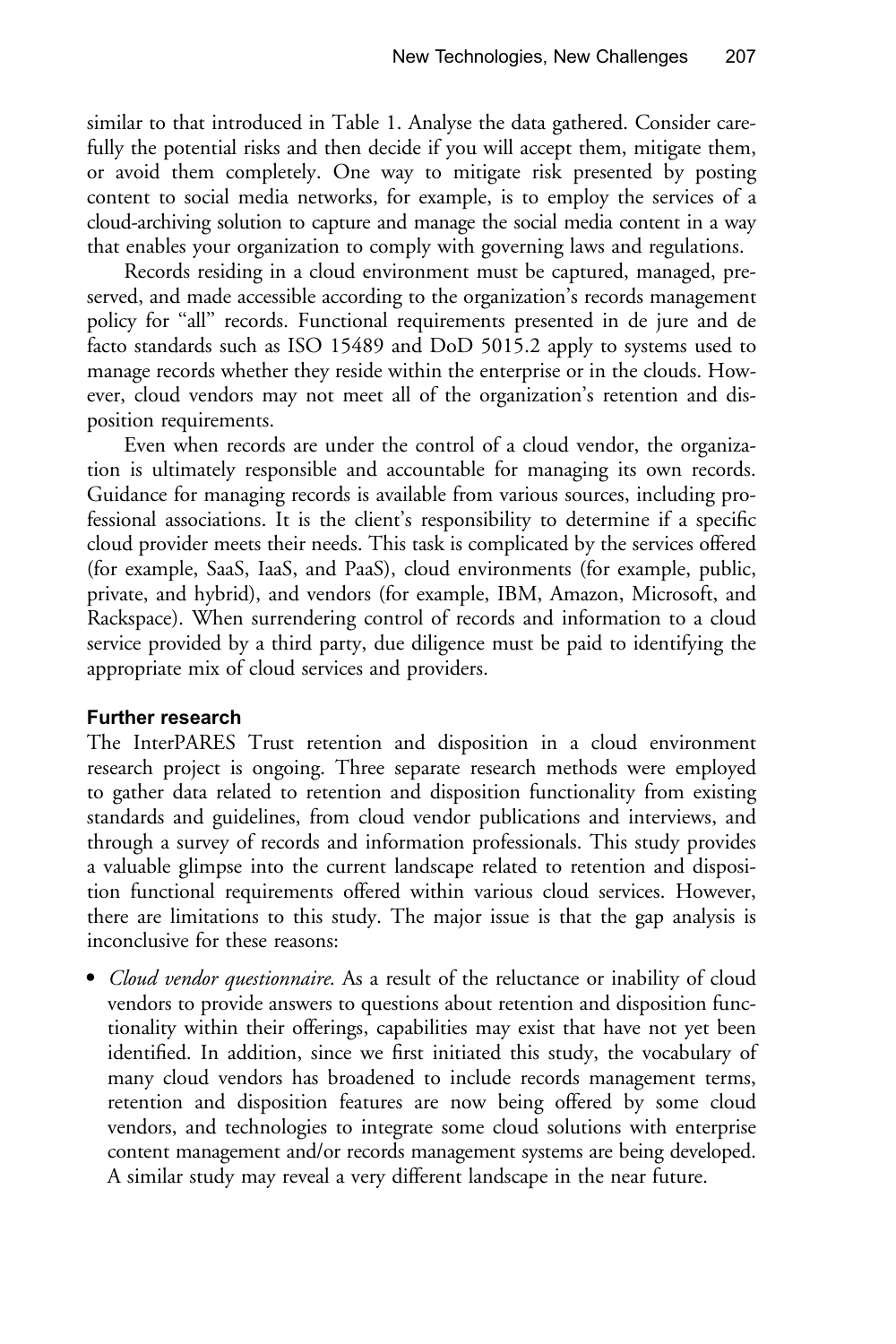similar to that introduced in Table 1. Analyse the data gathered. Consider carefully the potential risks and then decide if you will accept them, mitigate them, or avoid them completely. One way to mitigate risk presented by posting content to social media networks, for example, is to employ the services of a cloud-archiving solution to capture and manage the social media content in a way that enables your organization to comply with governing laws and regulations.

Records residing in a cloud environment must be captured, managed, preserved, and made accessible according to the organization's records management policy for "all" records. Functional requirements presented in de jure and de facto standards such as ISO 15489 and DoD 5015.2 apply to systems used to manage records whether they reside within the enterprise or in the clouds. However, cloud vendors may not meet all of the organization's retention and disposition requirements.

Even when records are under the control of a cloud vendor, the organization is ultimately responsible and accountable for managing its own records. Guidance for managing records is available from various sources, including professional associations. It is the client's responsibility to determine if a specific cloud provider meets their needs. This task is complicated by the services offered (for example, SaaS, IaaS, and PaaS), cloud environments (for example, public, private, and hybrid), and vendors (for example, IBM, Amazon, Microsoft, and Rackspace). When surrendering control of records and information to a cloud service provided by a third party, due diligence must be paid to identifying the appropriate mix of cloud services and providers.

#### Further research

The InterPARES Trust retention and disposition in a cloud environment research project is ongoing. Three separate research methods were employed to gather data related to retention and disposition functionality from existing standards and guidelines, from cloud vendor publications and interviews, and through a survey of records and information professionals. This study provides a valuable glimpse into the current landscape related to retention and disposition functional requirements offered within various cloud services. However, there are limitations to this study. The major issue is that the gap analysis is inconclusive for these reasons:

- *Cloud vendor questionnaire*. As a result of the reluctance or inability of cloud vendors to provide answers to questions about retention and disposition functionality within their offerings, capabilities may exist that have not yet been identified. In addition, since we first initiated this study, the vocabulary of many cloud vendors has broadened to include records management terms, retention and disposition features are now being offered by some cloud vendors, and technologies to integrate some cloud solutions with enterprise content management and/or records management systems are being developed. A similar study may reveal a very different landscape in the near future.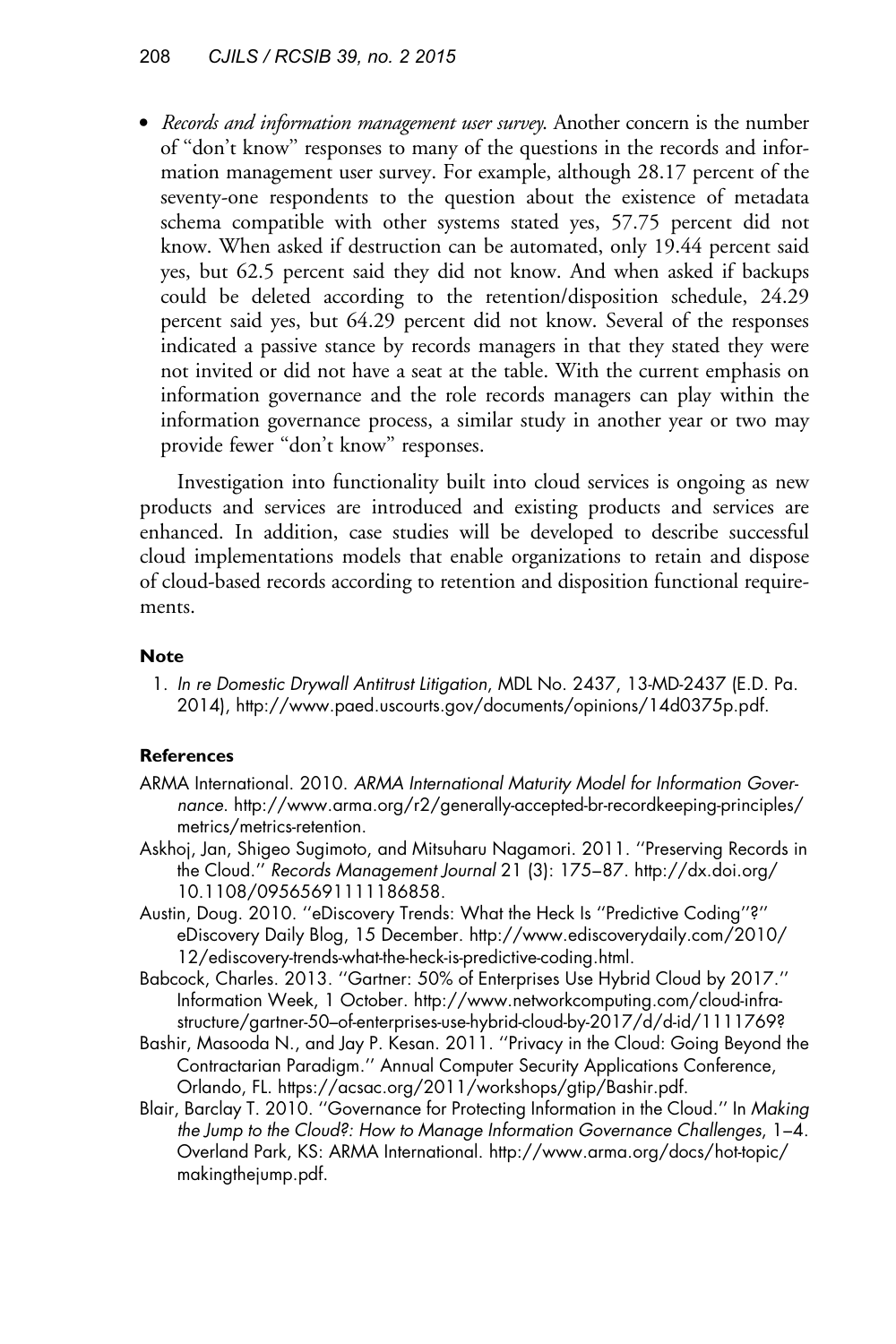- *Records and information management user survey*. Another concern is the number of "don't know" responses to many of the questions in the records and information management user survey. For example, although 28.17 percent of the seventy-one respondents to the question about the existence of metadata schema compatible with other systems stated yes, 57.75 percent did not know. When asked if destruction can be automated, only 19.44 percent said yes, but 62.5 percent said they did not know. And when asked if backups could be deleted according to the retention/disposition schedule, 24.29 percent said yes, but 64.29 percent did not know. Several of the responses indicated a passive stance by records managers in that they stated they were not invited or did not have a seat at the table. With the current emphasis on information governance and the role records managers can play within the information governance process, a similar study in another year or two may provide fewer "don't know" responses.

Investigation into functionality built into cloud services is ongoing as new products and services are introduced and existing products and services are enhanced. In addition, case studies will be developed to describe successful cloud implementations models that enable organizations to retain and dispose of cloud-based records according to retention and disposition functional requirements.

#### Note

1. *In re Domestic Drywall Antitrust Litigation*, MDL No. 2437, 13-MD-2437 (E.D. Pa. 2014), http://www.paed.uscourts.gov/documents/opinions/14d0375p.pdf.

#### References

ARMA International. 2010. *ARMA International Maturity Model for Information Governance.* http://www.arma.org/r2/generally-accepted-br-recordkeeping-principles/metrics/metrics-retention.

Askhoj, Jan, Shigeo Sugimoto, and Mitsuharu Nagamori. 2011. "Preserving Records in the Cloud." *Records Management Journal* 21 (3): 175–87. http://dx.doi.org/10.1108/09565691111186858.

Austin, Doug. 2010. "eDiscovery Trends: What the Heck Is "Predictive Coding"?" eDiscovery Daily Blog, 15 December. http://www.ediscoverydaily.com/2010/12/ediscovery-trends-what-the-heck-is-predictive-coding.html.

Babcock, Charles. 2013. "Gartner: 50% of Enterprises Use Hybrid Cloud by 2017." Information Week, 1 October. http://www.networkcomputing.com/cloud-infrastructure/gartner-50--of-enterprises-use-hybrid-cloud-by-2017/d/d-id/1111769?

Bashir, Masooda N., and Jay P. Kesan. 2011. "Privacy in the Cloud: Going Beyond the Contractarian Paradigm." Annual Computer Security Applications Conference, Orlando, FL. https://acsac.org/2011/workshops/gtip/Bashir.pdf.

Blair, Barclay T. 2010. "Governance for Protecting Information in the Cloud." In *Making the Jump to the Cloud?: How to Manage Information Governance Challenges*, 1–4. Overland Park, KS: ARMA International. http://www.arma.org/docs/hot-topic/makingthejump.pdf.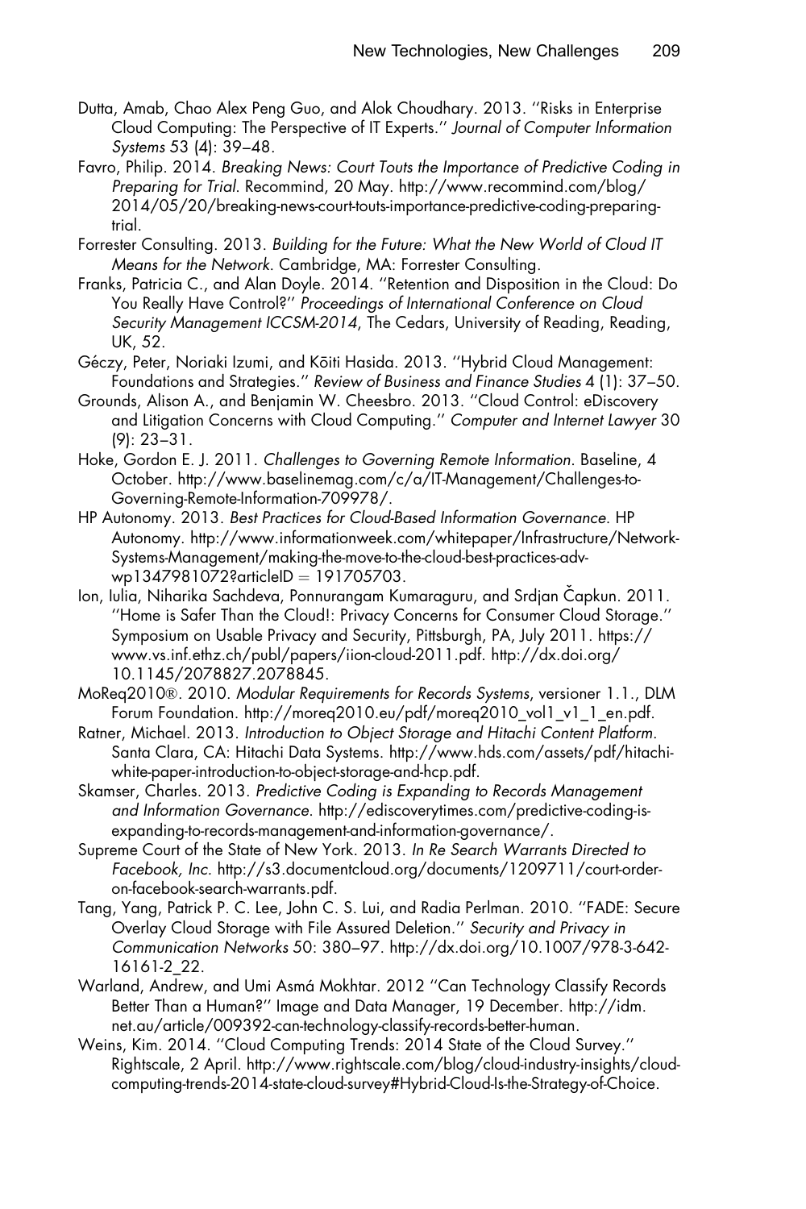Dutta, Amab, Chao Alex Peng Guo, and Alok Choudhary. 2013. ''Risks in Enterprise Cloud Computing: The Perspective of IT Experts.'' *Journal of Computer Information Systems* 53 (4): 39–48.

Favro, Philip. 2014. *Breaking News: Court Touts the Importance of Predictive Coding in Preparing for Trial*. Recommind, 20 May. http://www.recommind.com/blog/2014/05/20/breaking-news-court-touts-importance-predictive-coding-preparing-trial.

Forrester Consulting. 2013. *Building for the Future: What the New World of Cloud IT Means for the Network*. Cambridge, MA: Forrester Consulting.

Franks, Patricia C., and Alan Doyle. 2014. ''Retention and Disposition in the Cloud: Do You Really Have Control?'' *Proceedings of International Conference on Cloud Security Management ICCSM-2014*, The Cedars, University of Reading, Reading, UK, 52.

Géczy, Peter, Noriaki Izumi, and Kōiti Hasida. 2013. ''Hybrid Cloud Management: Foundations and Strategies.'' *Review of Business and Finance Studies* 4 (1): 37–50.

Grounds, Alison A., and Benjamin W. Cheesbro. 2013. ''Cloud Control: eDiscovery and Litigation Concerns with Cloud Computing.'' *Computer and Internet Lawyer* 30 (9): 23–31.

Hoke, Gordon E. J. 2011. *Challenges to Governing Remote Information*. Baseline, 4 October. http://www.baselinemag.com/c/a/IT-Management/Challenges-to-Governing-Remote-Information-709978/.

HP Autonomy. 2013. *Best Practices for Cloud-Based Information Governance*. HP Autonomy. http://www.informationweek.com/whitepaper/Infrastructure/Network-Systems-Management/making-the-move-to-the-cloud-best-practices-adv-wp1347981072?articleID = 191705703.

Ion, Iulia, Niharika Sachdeva, Ponnurangam Kumaraguru, and Srdjan Čapkun. 2011. ''Home is Safer Than the Cloud!: Privacy Concerns for Consumer Cloud Storage.'' Symposium on Usable Privacy and Security, Pittsburgh, PA, July 2011. https://www.vs.inf.ethz.ch/publ/papers/iion-cloud-2011.pdf. http://dx.doi.org/10.1145/2078827.2078845.

MoReq2010®. 2010. *Modular Requirements for Records Systems*, versioner 1.1., DLM Forum Foundation. http://moreq2010.eu/pdf/moreq2010_vol1_v1_1_en.pdf.

Ratner, Michael. 2013. *Introduction to Object Storage and Hitachi Content Platform*. Santa Clara, CA: Hitachi Data Systems. http://www.hds.com/assets/pdf/hitachi-white-paper-introduction-to-object-storage-and-hcp.pdf.

Skamser, Charles. 2013. *Predictive Coding is Expanding to Records Management and Information Governance*. http://ediscoverytimes.com/predictive-coding-is-expanding-to-records-management-and-information-governance/.

Supreme Court of the State of New York. 2013. *In Re Search Warrants Directed to Facebook, Inc.* http://s3.documentcloud.org/documents/1209711/court-order-on-facebook-search-warrants.pdf.

Tang, Yang, Patrick P. C. Lee, John C. S. Lui, and Radia Perlman. 2010. ''FADE: Secure Overlay Cloud Storage with File Assured Deletion.'' *Security and Privacy in Communication Networks* 50: 380–97. http://dx.doi.org/10.1007/978-3-642-16161-2_22.

Warland, Andrew, and Umi Asmá Mokhtar. 2012 ''Can Technology Classify Records Better Than a Human?'' Image and Data Manager, 19 December. http://idm.net.au/article/009392-can-technology-classify-records-better-human.

Weins, Kim. 2014. ''Cloud Computing Trends: 2014 State of the Cloud Survey.'' Rightscale, 2 April. http://www.rightscale.com/blog/cloud-industry-insights/cloud-computing-trends-2014-state-cloud-survey#Hybrid-Cloud-Is-the-Strategy-of-Choice.